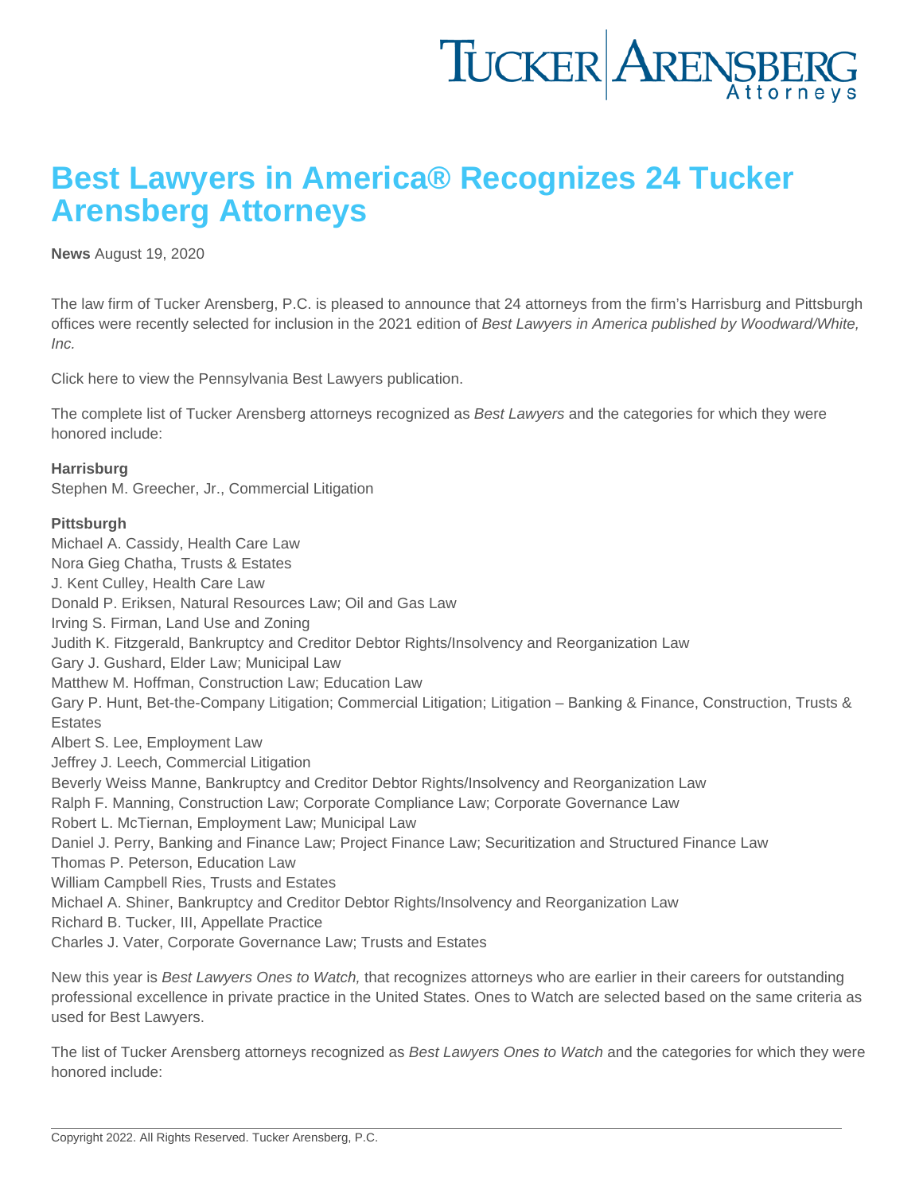# Best Lawyers in America® Recognizes 24 Tucker Arensberg Attorneys

**News** August 19, 2020

The law firm of Tucker Arensberg, P.C. is pleased to announce that 24 attorneys from the firm's Harrisburg and Pittsburgh offices were recently selected for inclusion in the 2021 edition of *Best Lawyers in America published by Woodward/White, Inc.*

Click here to view the Pennsylvania Best Lawyers publication.

The complete list of Tucker Arensberg attorneys recognized as *Best Lawyers* and the categories for which they were honored include:

**Harrisburg**
Stephen M. Greecher, Jr., Commercial Litigation

**Pittsburgh**
Michael A. Cassidy, Health Care Law
Nora Gieg Chatha, Trusts & Estates
J. Kent Culley, Health Care Law
Donald P. Eriksen, Natural Resources Law; Oil and Gas Law
Irving S. Firman, Land Use and Zoning
Judith K. Fitzgerald, Bankruptcy and Creditor Debtor Rights/Insolvency and Reorganization Law
Gary J. Gushard, Elder Law; Municipal Law
Matthew M. Hoffman, Construction Law; Education Law
Gary P. Hunt, Bet-the-Company Litigation; Commercial Litigation; Litigation – Banking & Finance, Construction, Trusts & Estates
Albert S. Lee, Employment Law
Jeffrey J. Leech, Commercial Litigation
Beverly Weiss Manne, Bankruptcy and Creditor Debtor Rights/Insolvency and Reorganization Law
Ralph F. Manning, Construction Law; Corporate Compliance Law; Corporate Governance Law
Robert L. McTiernan, Employment Law; Municipal Law
Daniel J. Perry, Banking and Finance Law; Project Finance Law; Securitization and Structured Finance Law
Thomas P. Peterson, Education Law
William Campbell Ries, Trusts and Estates
Michael A. Shiner, Bankruptcy and Creditor Debtor Rights/Insolvency and Reorganization Law
Richard B. Tucker, III, Appellate Practice
Charles J. Vater, Corporate Governance Law; Trusts and Estates

New this year is *Best Lawyers Ones to Watch,* that recognizes attorneys who are earlier in their careers for outstanding professional excellence in private practice in the United States. Ones to Watch are selected based on the same criteria as used for Best Lawyers.

The list of Tucker Arensberg attorneys recognized as *Best Lawyers Ones to Watch* and the categories for which they were honored include: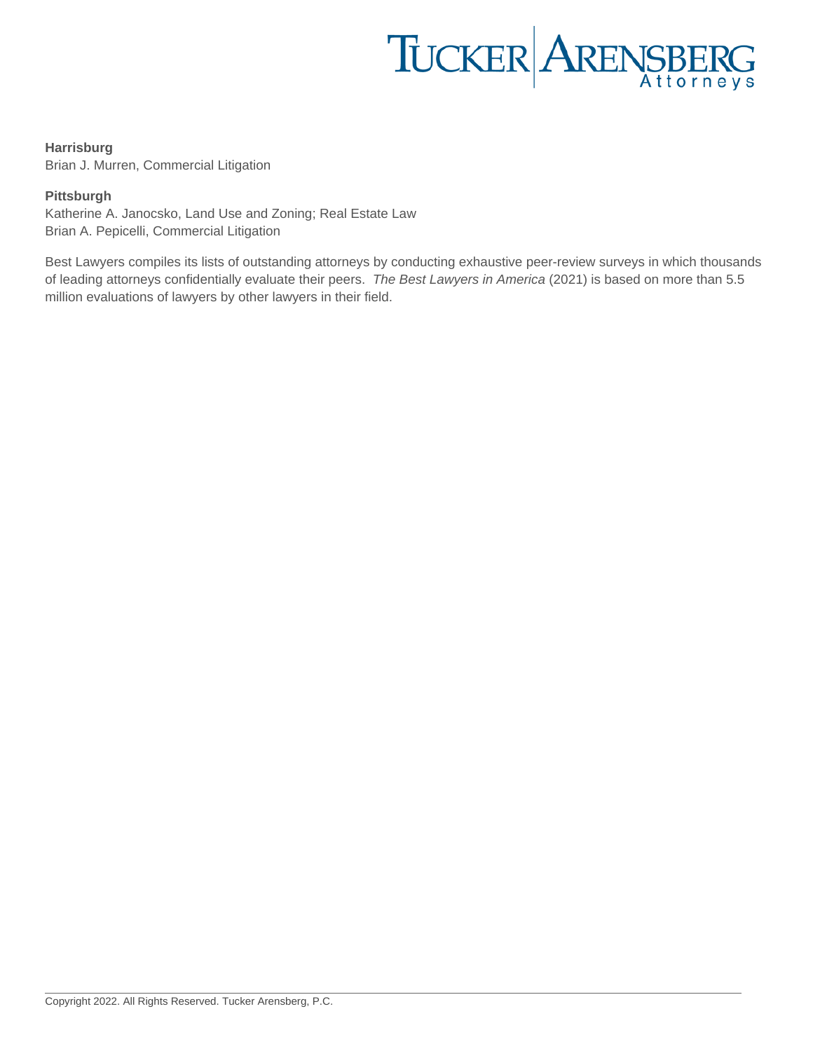**Harrisburg**
Brian J. Murren, Commercial Litigation

**Pittsburgh**
Katherine A. Janocsko, Land Use and Zoning; Real Estate Law
Brian A. Pepicelli, Commercial Litigation

Best Lawyers compiles its lists of outstanding attorneys by conducting exhaustive peer-review surveys in which thousands of leading attorneys confidentially evaluate their peers. *The Best Lawyers in America* (2021) is based on more than 5.5 million evaluations of lawyers by other lawyers in their field.